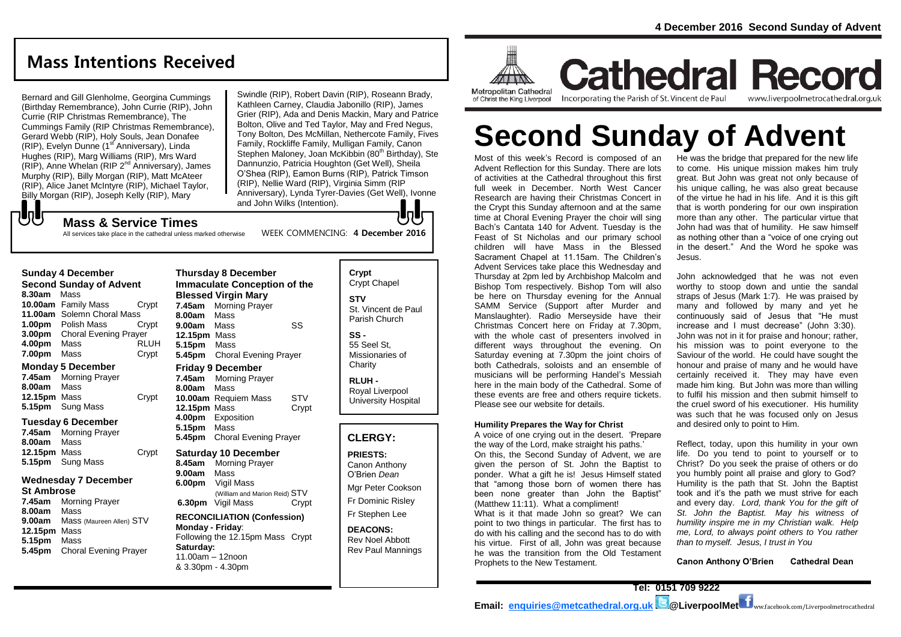## Mass Intentions Received

Bernard and Gill Glenholme, Georgina Cummings (Birthday Remembrance), John Currie (RIP), John Currie (RIP Christmas Remembrance), The Cummings Family (RIP Christmas Remembrance), Gerard Webb (RIP), Holy Souls, Jean Donafee (RIP), Evelyn Dunne (1st Anniversary), Linda Hughes (RIP), Marg Williams (RIP), Mrs Ward (RIP), Anne Whelan (RIP 2nd Anniversary), James Murphy (RIP), Billy Morgan (RIP), Matt McAteer (RIP), Alice Janet McIntyre (RIP), Michael Taylor, Billy Morgan (RIP), Joseph Kelly (RIP), Mary Swindle (RIP), Robert Davin (RIP), Roseann Brady, Kathleen Carney, Claudia Jabonillo (RIP), James Grier (RIP), Ada and Denis Mackin, Mary and Patrice Bolton, Olive and Ted Taylor, May and Fred Negus, Tony Bolton, Des McMillan, Nethercote Family, Fives Family, Rockliffe Family, Mulligan Family, Canon Stephen Maloney, Joan McKibbin (80th Birthday), Ste Dannunzio, Patricia Houghton (Get Well), Sheila O'Shea (RIP), Eamon Burns (RIP), Patrick Timson (RIP), Nellie Ward (RIP), Virginia Simm (RIP Anniversary), Lynda Tyrer-Davies (Get Well), Ivonne and John Wilks (Intention).

### Mass & Service Times

All services take place in the cathedral unless marked otherwise

WEEK COMMENCING: **4 December 2016**

**Sunday 4 December**
**Second Sunday of Advent**

**8.30am** Mass
**10.00am** Family Mass — Crypt
**11.00am** Solemn Choral Mass
**1.00pm** Polish Mass — Crypt
**3.00pm** Choral Evening Prayer
**4.00pm** Mass — RLUH
**7.00pm** Mass — Crypt

**Monday 5 December**

**7.45am** Morning Prayer
**8.00am** Mass
**12.15pm** Mass — Crypt
**5.15pm** Sung Mass

**Tuesday 6 December**

**7.45am** Morning Prayer
**8.00am** Mass
**12.15pm** Mass — Crypt
**5.15pm** Sung Mass

**Wednesday 7 December**
**St Ambrose**

**7.45am** Morning Prayer
**8.00am** Mass
**9.00am** Mass (Maureen Allen) STV
**12.15pm** Mass
**5.15pm** Mass
**5.45pm** Choral Evening Prayer

**Thursday 8 December**
**Immaculate Conception of the Blessed Virgin Mary**

**7.45am** Morning Prayer
**8.00am** Mass
**9.00am** Mass — SS
**12.15pm** Mass
**5.15pm** Mass
**5.45pm** Choral Evening Prayer

**Friday 9 December**

**7.45am** Morning Prayer
**8.00am** Mass
**10.00am** Requiem Mass — STV
**12.15pm** Mass — Crypt
**4.00pm** Exposition
**5.15pm** Mass
**5.45pm** Choral Evening Prayer

**Saturday 10 December**

**8.45am** Morning Prayer
**9.00am** Mass
**6.00pm** Vigil Mass (William and Marion Reid) STV
**6.30pm** Vigil Mass — Crypt

**RECONCILIATION (Confession)**
**Monday - Friday**:
Following the 12.15pm Mass Crypt
**Saturday:**
11.00am – 12noon
& 3.30pm - 4.30pm

**Crypt**
Crypt Chapel

**STV**
St. Vincent de Paul Parish Church

**SS -**
55 Seel St, Missionaries of Charity

**RLUH -**
Royal Liverpool University Hospital

## CLERGY:

**PRIESTS:**
Canon Anthony O'Brien *Dean*
Mgr Peter Cookson
Fr Dominic Risley
Fr Stephen Lee

**DEACONS:**
Rev Noel Abbott
Rev Paul Mannings

**4 December 2016 Second Sunday of Advent**

Metropolitan Cathedral of Christ the King Liverpool

# Cathedral Record

Incorporating the Parish of St. Vincent de Paul

www.liverpoolmetrocathedral.org.uk

# Second Sunday of Advent

Most of this week's Record is composed of an Advent Reflection for this Sunday. There are lots of activities at the Cathedral throughout this first full week in December. North West Cancer Research are having their Christmas Concert in the Crypt this Sunday afternoon and at the same time at Choral Evening Prayer the choir will sing Bach's Cantata 140 for Advent. Tuesday is the Feast of St Nicholas and our primary school children will have Mass in the Blessed Sacrament Chapel at 11.15am. The Children's Advent Services take place this Wednesday and Thursday at 2pm led by Archbishop Malcolm and Bishop Tom respectively. Bishop Tom will also be here on Thursday evening for the Annual SAMM Service (Support after Murder and Manslaughter). Radio Merseyside have their Christmas Concert here on Friday at 7.30pm, with the whole cast of presenters involved in different ways throughout the evening. On Saturday evening at 7.30pm the joint choirs of both Cathedrals, soloists and an ensemble of musicians will be performing Handel's Messiah here in the main body of the Cathedral. Some of these events are free and others require tickets. Please see our website for details.

**Humility Prepares the Way for Christ**

A voice of one crying out in the desert. 'Prepare the way of the Lord, make straight his paths.'

On this, the Second Sunday of Advent, we are given the person of St. John the Baptist to ponder. What a gift he is! Jesus Himself stated that "among those born of women there has been none greater than John the Baptist" (Matthew 11:11). What a compliment!

What is it that made John so great? We can point to two things in particular. The first has to do with his calling and the second has to do with his virtue. First of all, John was great because he was the transition from the Old Testament Prophets to the New Testament. He was the bridge that prepared for the new life to come. His unique mission makes him truly great. But John was great not only because of his unique calling, he was also great because of the virtue he had in his life. And it is this gift that is worth pondering for our own inspiration more than any other. The particular virtue that John had was that of humility. He saw himself as nothing other than a "voice of one crying out in the desert." And the Word he spoke was Jesus.

John acknowledged that he was not even worthy to stoop down and untie the sandal straps of Jesus (Mark 1:7). He was praised by many and followed by many and yet he continuously said of Jesus that "He must increase and I must decrease" (John 3:30). John was not in it for praise and honour; rather, his mission was to point everyone to the Saviour of the world. He could have sought the honour and praise of many and he would have certainly received it. They may have even made him king. But John was more than willing to fulfil his mission and then submit himself to the cruel sword of his executioner. His humility was such that he was focused only on Jesus and desired only to point to Him.

Reflect, today, upon this humility in your own life. Do you tend to point to yourself or to Christ? Do you seek the praise of others or do you humbly point all praise and glory to God? Humility is the path that St. John the Baptist took and it's the path we must strive for each and every day. *Lord, thank You for the gift of St. John the Baptist. May his witness of humility inspire me in my Christian walk. Help me, Lord, to always point others to You rather than to myself. Jesus, I trust in You*

**Canon Anthony O'Brien Cathedral Dean**

**Tel: 0151 709 9222**

**Email: enquiries@metcathedral.org.uk @LiverpoolMet** www.facebook.com/Liverpoolmetrocathedral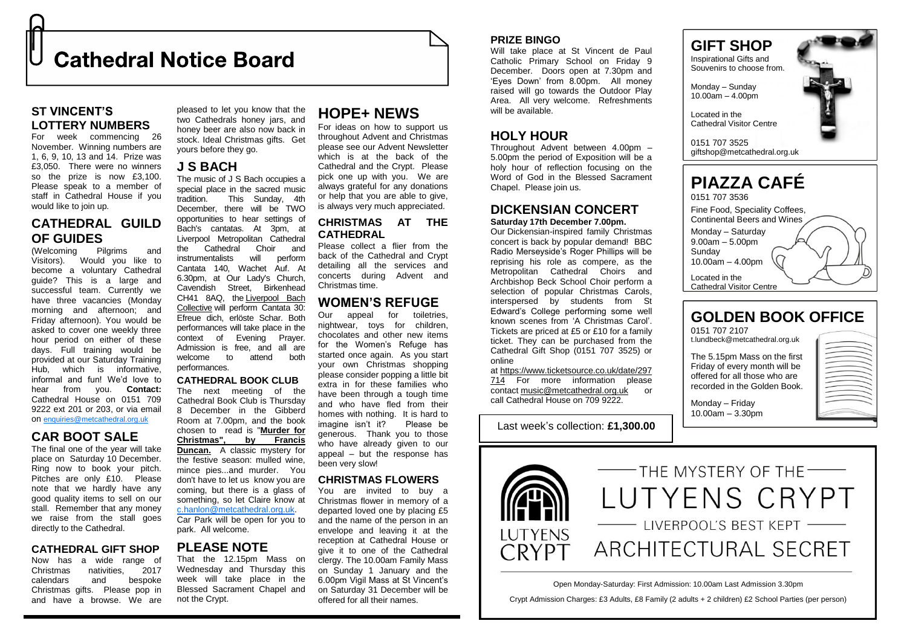# Cathedral Notice Board

## ST VINCENT'S LOTTERY NUMBERS

For week commencing 26 November. Winning numbers are 1, 6, 9, 10, 13 and 14. Prize was £3,050. There were no winners so the prize is now £3,100. Please speak to a member of staff in Cathedral House if you would like to join up.

## CATHEDRAL GUILD OF GUIDES

(Welcoming Pilgrims and Visitors). Would you like to become a voluntary Cathedral guide? This is a large and successful team. Currently we have three vacancies (Monday morning and afternoon; and Friday afternoon). You would be asked to cover one weekly three hour period on either of these days. Full training would be provided at our Saturday Training Hub, which is informative, informal and fun! We'd love to hear from you. **Contact:** Cathedral House on 0151 709 9222 ext 201 or 203, or via email on enquiries@metcathedral.org.uk

## CAR BOOT SALE

The final one of the year will take place on Saturday 10 December. Ring now to book your pitch. Pitches are only £10. Please note that we hardly have any good quality items to sell on our stall. Remember that any money we raise from the stall goes directly to the Cathedral.

### CATHEDRAL GIFT SHOP

Now has a wide range of Christmas nativities, 2017 calendars and bespoke Christmas gifts. Please pop in and have a browse. We are pleased to let you know that the two Cathedrals honey jars, and honey beer are also now back in stock. Ideal Christmas gifts. Get yours before they go.

## J S BACH

The music of J S Bach occupies a special place in the sacred music tradition. This Sunday, 4th December, there will be TWO opportunities to hear settings of Bach's cantatas. At 3pm, at Liverpool Metropolitan Cathedral the Cathedral Choir and instrumentalists will perform Cantata 140, Wachet Auf. At 6.30pm, at Our Lady's Church, Cavendish Street, Birkenhead CH41 8AQ, the Liverpool Bach Collective will perform Cantata 30: Efreue dich, erlöste Schar. Both performances will take place in the context of Evening Prayer. Admission is free, and all are welcome to attend both performances.

### CATHEDRAL BOOK CLUB

The next meeting of the Cathedral Book Club is Thursday 8 December in the Gibberd Room at 7.00pm, and the book chosen to read is "**Murder for Christmas", by Francis Duncan.** A classic mystery for the festive season: mulled wine, mince pies...and murder. You don't have to let us know you are coming, but there is a glass of something, so let Claire know at c.hanlon@metcathedral.org.uk. Car Park will be open for you to park. All welcome.

## PLEASE NOTE

That the 12.15pm Mass on Wednesday and Thursday this week will take place in the Blessed Sacrament Chapel and not the Crypt.

## HOPE+ NEWS

For ideas on how to support us throughout Advent and Christmas please see our Advent Newsletter which is at the back of the Cathedral and the Crypt. Please pick one up with you. We are always grateful for any donations or help that you are able to give, is always very much appreciated.

### CHRISTMAS AT THE CATHEDRAL

Please collect a flier from the back of the Cathedral and Crypt detailing all the services and concerts during Advent and Christmas time.

## WOMEN'S REFUGE

Our appeal for toiletries, nightwear, toys for children, chocolates and other new items for the Women's Refuge has started once again. As you start your own Christmas shopping please consider popping a little bit extra in for these families who have been through a tough time and who have fled from their homes with nothing. It is hard to imagine isn't it? Please be generous. Thank you to those who have already given to our appeal – but the response has been very slow!

### CHRISTMAS FLOWERS

You are invited to buy a Christmas flower in memory of a departed loved one by placing £5 and the name of the person in an envelope and leaving it at the reception at Cathedral House or give it to one of the Cathedral clergy. The 10.00am Family Mass on Sunday 1 January and the 6.00pm Vigil Mass at St Vincent's on Saturday 31 December will be offered for all their names.

### PRIZE BINGO

Will take place at St Vincent de Paul Catholic Primary School on Friday 9 December. Doors open at 7.30pm and 'Eyes Down' from 8.00pm. All money raised will go towards the Outdoor Play Area. All very welcome. Refreshments will be available.

## HOLY HOUR

Throughout Advent between 4.00pm – 5.00pm the period of Exposition will be a holy hour of reflection focusing on the Word of God in the Blessed Sacrament Chapel. Please join us.

## DICKENSIAN CONCERT

**Saturday 17th December 7.00pm.**

Our Dickensian-inspired family Christmas concert is back by popular demand! BBC Radio Merseyside's Roger Phillips will be reprising his role as compere, as the Metropolitan Cathedral Choirs and Archbishop Beck School Choir perform a selection of popular Christmas Carols, interspersed by students from St Edward's College performing some well known scenes from 'A Christmas Carol'. Tickets are priced at £5 or £10 for a family ticket. They can be purchased from the Cathedral Gift Shop (0151 707 3525) or online at https://www.ticketsource.co.uk/date/297714 For more information please contact music@metcathedral.org.uk or call Cathedral House on 709 9222.

Last week's collection: **£1,300.00**

## GIFT SHOP

Inspirational Gifts and Souvenirs to choose from.

Monday – Sunday
10.00am – 4.00pm

Located in the Cathedral Visitor Centre

0151 707 3525
giftshop@metcathedral.org.uk

## PIAZZA CAFÉ

0151 707 3536

Fine Food, Speciality Coffees, Continental Beers and Wines

Monday – Saturday
9.00am – 5.00pm
Sunday
10.00am – 4.00pm

Located in the Cathedral Visitor Centre

## GOLDEN BOOK OFFICE

0151 707 2107
t.lundbeck@metcathedral.org.uk

The 5.15pm Mass on the first Friday of every month will be offered for all those who are recorded in the Golden Book.

Monday – Friday
10.00am – 3.30pm

LUTYENS CRYPT

THE MYSTERY OF THE LUTYENS CRYPT

LIVERPOOL'S BEST KEPT ARCHITECTURAL SECRET

Open Monday-Saturday: First Admission: 10.00am Last Admission 3.30pm

Crypt Admission Charges: £3 Adults, £8 Family (2 adults + 2 children) £2 School Parties (per person)